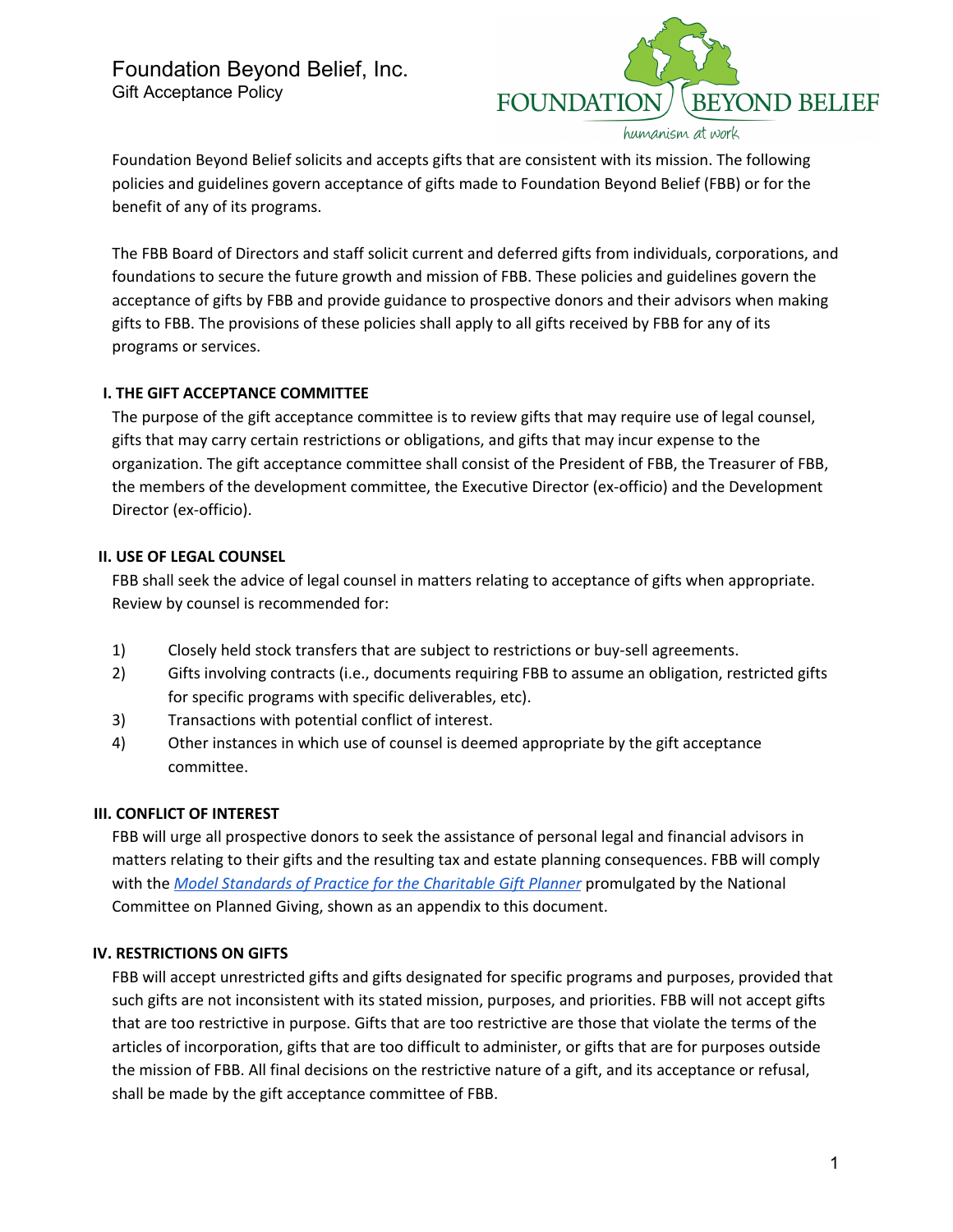# Foundation Beyond Belief, Inc.

Gift Acceptance Policy

FOUNDATION BEYOND BELIEF

humanism at work

Foundation Beyond Belief solicits and accepts gifts that are consistent with its mission. The following policies and guidelines govern acceptance of gifts made to Foundation Beyond Belief (FBB) or for the benefit of any of its programs.

The FBB Board of Directors and staff solicit current and deferred gifts from individuals, corporations, and foundations to secure the future growth and mission of FBB. These policies and guidelines govern the acceptance of gifts by FBB and provide guidance to prospective donors and their advisors when making gifts to FBB. The provisions of these policies shall apply to all gifts received by FBB for any of its programs or services.

## I. THE GIFT ACCEPTANCE COMMITTEE

The purpose of the gift acceptance committee is to review gifts that may require use of legal counsel, gifts that may carry certain restrictions or obligations, and gifts that may incur expense to the organization. The gift acceptance committee shall consist of the President of FBB, the Treasurer of FBB, the members of the development committee, the Executive Director (ex-officio) and the Development Director (ex-officio).

## II. USE OF LEGAL COUNSEL

FBB shall seek the advice of legal counsel in matters relating to acceptance of gifts when appropriate. Review by counsel is recommended for:

1) Closely held stock transfers that are subject to restrictions or buy-sell agreements.
2) Gifts involving contracts (i.e., documents requiring FBB to assume an obligation, restricted gifts for specific programs with specific deliverables, etc).
3) Transactions with potential conflict of interest.
4) Other instances in which use of counsel is deemed appropriate by the gift acceptance committee.

## III. CONFLICT OF INTEREST

FBB will urge all prospective donors to seek the assistance of personal legal and financial advisors in matters relating to their gifts and the resulting tax and estate planning consequences. FBB will comply with the *Model Standards of Practice for the Charitable Gift Planner* promulgated by the National Committee on Planned Giving, shown as an appendix to this document.

## IV. RESTRICTIONS ON GIFTS

FBB will accept unrestricted gifts and gifts designated for specific programs and purposes, provided that such gifts are not inconsistent with its stated mission, purposes, and priorities. FBB will not accept gifts that are too restrictive in purpose. Gifts that are too restrictive are those that violate the terms of the articles of incorporation, gifts that are too difficult to administer, or gifts that are for purposes outside the mission of FBB. All final decisions on the restrictive nature of a gift, and its acceptance or refusal, shall be made by the gift acceptance committee of FBB.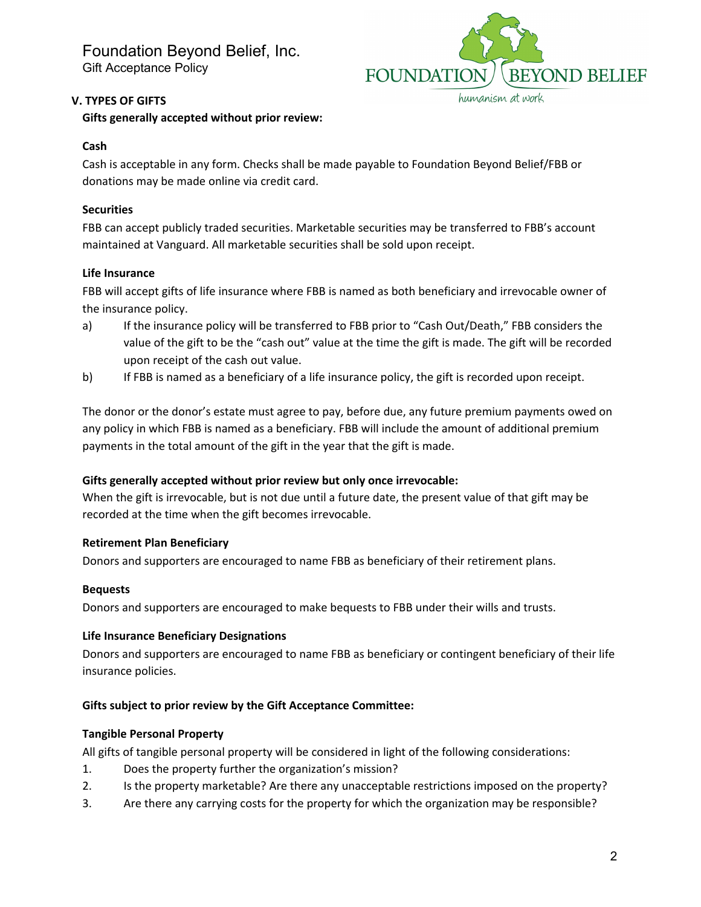## V. TYPES OF GIFTS

**Gifts generally accepted without prior review:**

**Cash**

Cash is acceptable in any form. Checks shall be made payable to Foundation Beyond Belief/FBB or donations may be made online via credit card.

**Securities**

FBB can accept publicly traded securities. Marketable securities may be transferred to FBB's account maintained at Vanguard. All marketable securities shall be sold upon receipt.

**Life Insurance**

FBB will accept gifts of life insurance where FBB is named as both beneficiary and irrevocable owner of the insurance policy.

a) If the insurance policy will be transferred to FBB prior to "Cash Out/Death," FBB considers the value of the gift to be the "cash out" value at the time the gift is made. The gift will be recorded upon receipt of the cash out value.

b) If FBB is named as a beneficiary of a life insurance policy, the gift is recorded upon receipt.

The donor or the donor's estate must agree to pay, before due, any future premium payments owed on any policy in which FBB is named as a beneficiary. FBB will include the amount of additional premium payments in the total amount of the gift in the year that the gift is made.

**Gifts generally accepted without prior review but only once irrevocable:**

When the gift is irrevocable, but is not due until a future date, the present value of that gift may be recorded at the time when the gift becomes irrevocable.

**Retirement Plan Beneficiary**

Donors and supporters are encouraged to name FBB as beneficiary of their retirement plans.

**Bequests**

Donors and supporters are encouraged to make bequests to FBB under their wills and trusts.

**Life Insurance Beneficiary Designations**

Donors and supporters are encouraged to name FBB as beneficiary or contingent beneficiary of their life insurance policies.

**Gifts subject to prior review by the Gift Acceptance Committee:**

**Tangible Personal Property**

All gifts of tangible personal property will be considered in light of the following considerations:

1. Does the property further the organization's mission?
2. Is the property marketable? Are there any unacceptable restrictions imposed on the property?
3. Are there any carrying costs for the property for which the organization may be responsible?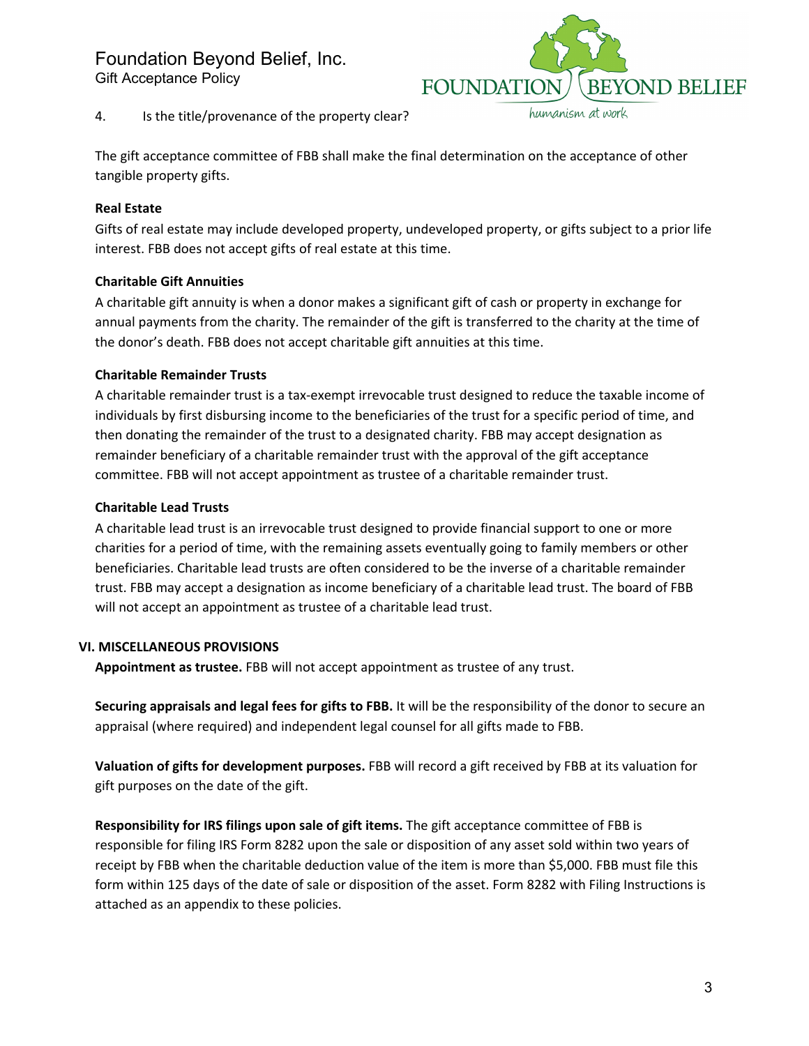4. Is the title/provenance of the property clear?

The gift acceptance committee of FBB shall make the final determination on the acceptance of other tangible property gifts.

**Real Estate**

Gifts of real estate may include developed property, undeveloped property, or gifts subject to a prior life interest. FBB does not accept gifts of real estate at this time.

**Charitable Gift Annuities**

A charitable gift annuity is when a donor makes a significant gift of cash or property in exchange for annual payments from the charity. The remainder of the gift is transferred to the charity at the time of the donor's death. FBB does not accept charitable gift annuities at this time.

**Charitable Remainder Trusts**

A charitable remainder trust is a tax-exempt irrevocable trust designed to reduce the taxable income of individuals by first disbursing income to the beneficiaries of the trust for a specific period of time, and then donating the remainder of the trust to a designated charity. FBB may accept designation as remainder beneficiary of a charitable remainder trust with the approval of the gift acceptance committee. FBB will not accept appointment as trustee of a charitable remainder trust.

**Charitable Lead Trusts**

A charitable lead trust is an irrevocable trust designed to provide financial support to one or more charities for a period of time, with the remaining assets eventually going to family members or other beneficiaries. Charitable lead trusts are often considered to be the inverse of a charitable remainder trust. FBB may accept a designation as income beneficiary of a charitable lead trust. The board of FBB will not accept an appointment as trustee of a charitable lead trust.

## VI. MISCELLANEOUS PROVISIONS

**Appointment as trustee.** FBB will not accept appointment as trustee of any trust.

**Securing appraisals and legal fees for gifts to FBB.** It will be the responsibility of the donor to secure an appraisal (where required) and independent legal counsel for all gifts made to FBB.

**Valuation of gifts for development purposes.** FBB will record a gift received by FBB at its valuation for gift purposes on the date of the gift.

**Responsibility for IRS filings upon sale of gift items.** The gift acceptance committee of FBB is responsible for filing IRS Form 8282 upon the sale or disposition of any asset sold within two years of receipt by FBB when the charitable deduction value of the item is more than $5,000. FBB must file this form within 125 days of the date of sale or disposition of the asset. Form 8282 with Filing Instructions is attached as an appendix to these policies.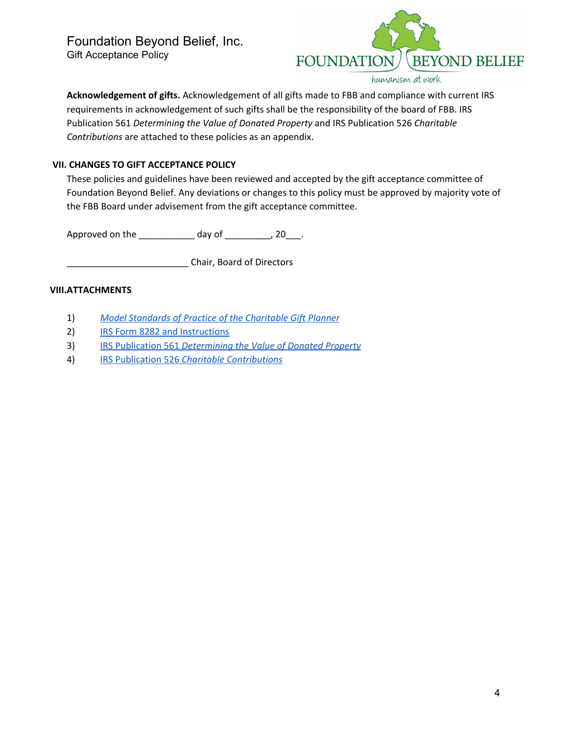**Acknowledgement of gifts.** Acknowledgement of all gifts made to FBB and compliance with current IRS requirements in acknowledgement of such gifts shall be the responsibility of the board of FBB. IRS Publication 561 *Determining the Value of Donated Property* and IRS Publication 526 *Charitable Contributions* are attached to these policies as an appendix.

## VII. CHANGES TO GIFT ACCEPTANCE POLICY

These policies and guidelines have been reviewed and accepted by the gift acceptance committee of Foundation Beyond Belief. Any deviations or changes to this policy must be approved by majority vote of the FBB Board under advisement from the gift acceptance committee.

Approved on the ___________ day of _________, 20___.

________________________ Chair, Board of Directors

## VIII. ATTACHMENTS

1) *Model Standards of Practice of the Charitable Gift Planner*
2) IRS Form 8282 and Instructions
3) IRS Publication 561 *Determining the Value of Donated Property*
4) IRS Publication 526 *Charitable Contributions*